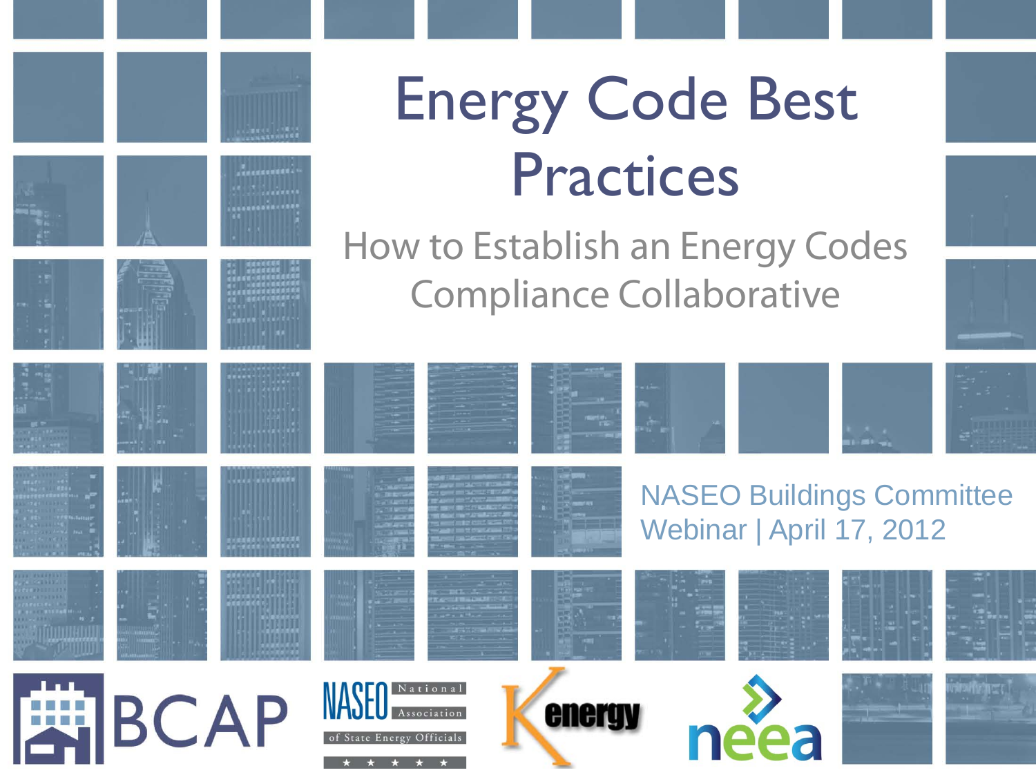# Energy Code Best Practices

## How to Establish an Energy Codes Compliance Collaborative

NASEO Buildings Committee Webinar | April 17, 2012

BCAP

NASEO National Association of State Energy Officials

energy

neea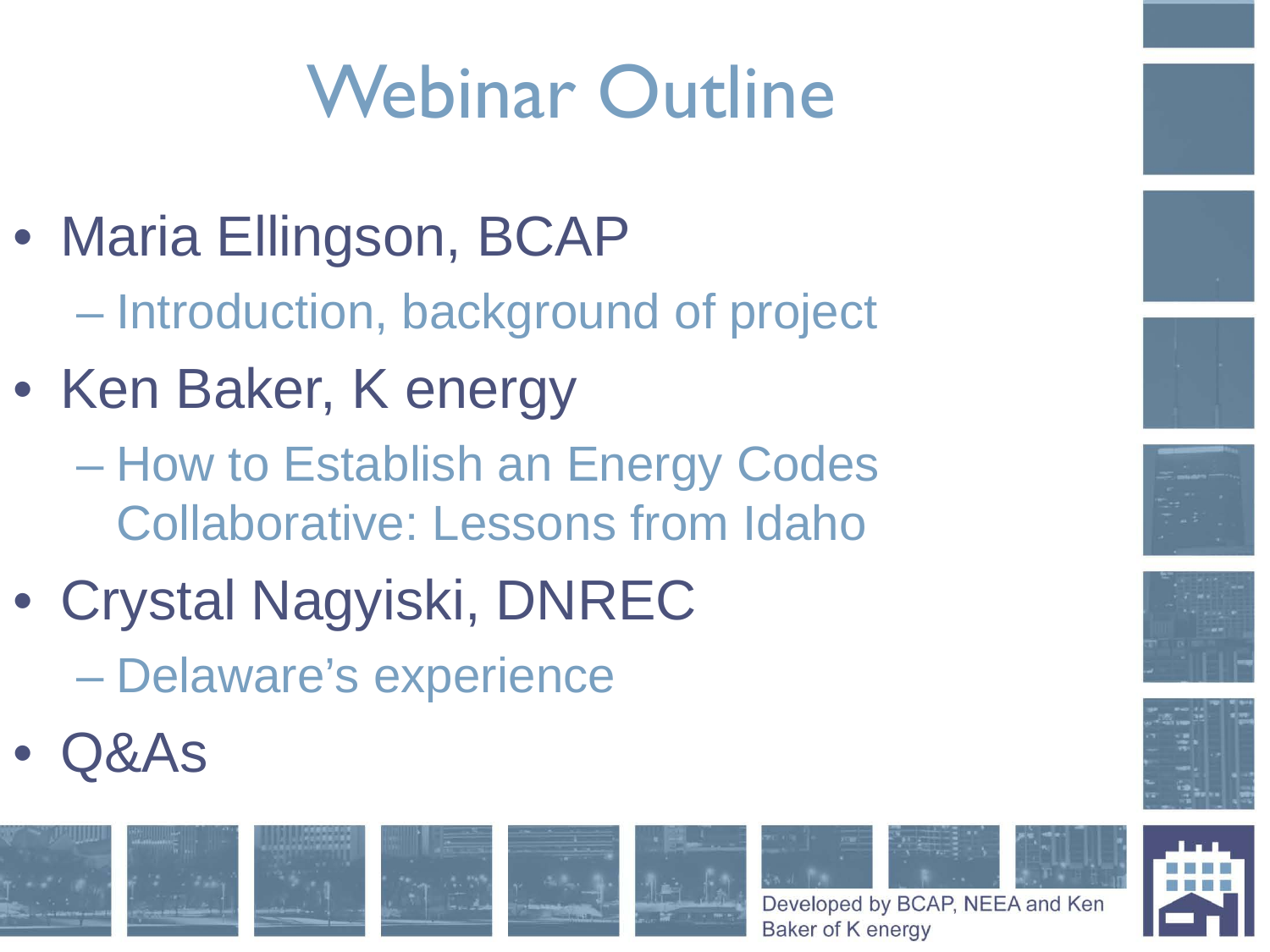# Webinar Outline

- Maria Ellingson, BCAP
  - Introduction, background of project
- Ken Baker, K energy
  - How to Establish an Energy Codes Collaborative: Lessons from Idaho
- Crystal Nagyiski, DNREC
  - Delaware's experience
- Q&As

Developed by BCAP, NEEA and Ken Baker of K energy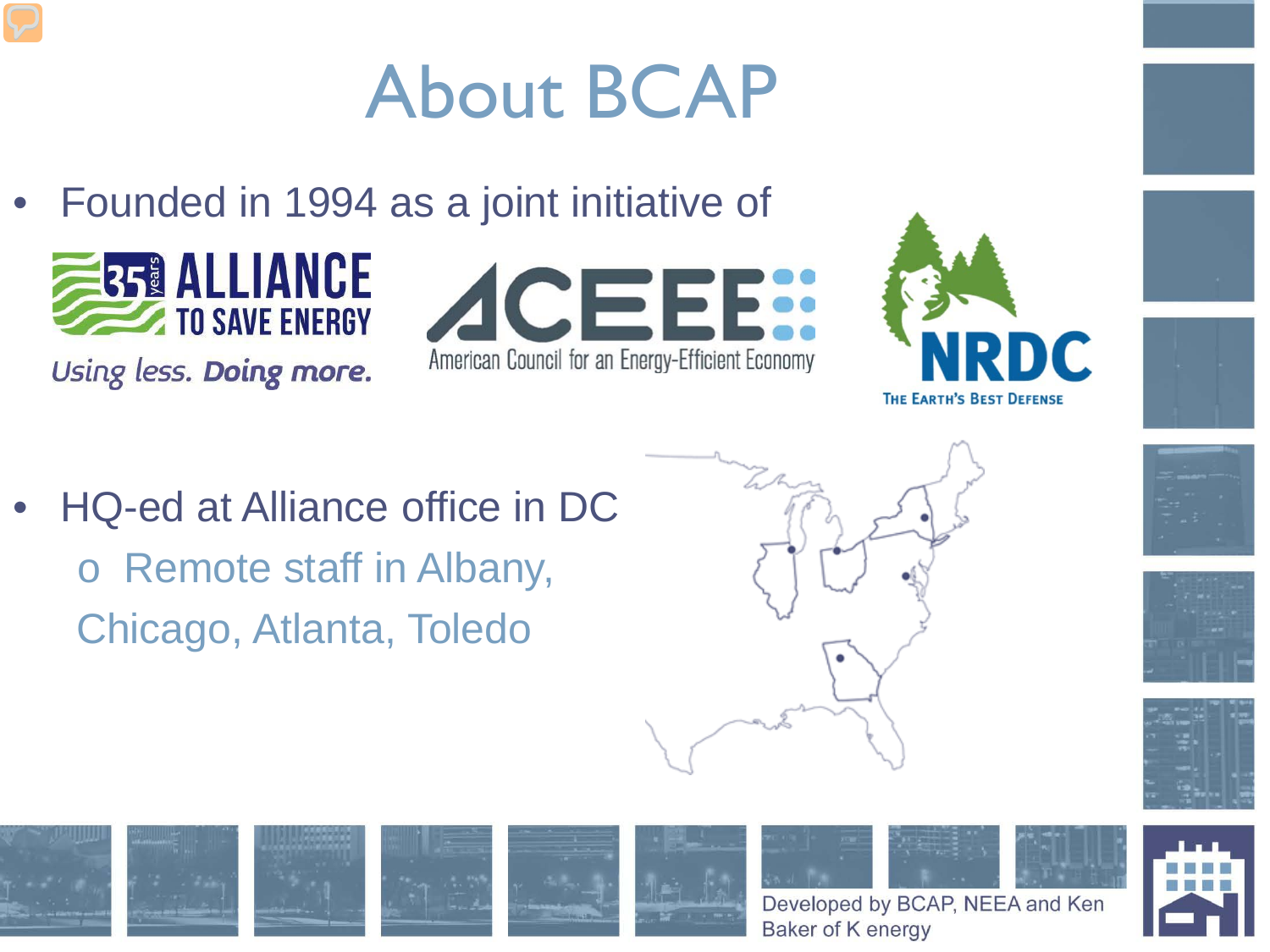# About BCAP

- Founded in 1994 as a joint initiative of

35 years ALLIANCE TO SAVE ENERGY
*Using less. Doing more.*

ACEEE
American Council for an Energy-Efficient Economy

NRDC
THE EARTH'S BEST DEFENSE

- HQ-ed at Alliance office in DC
  - Remote staff in Albany, Chicago, Atlanta, Toledo

Developed by BCAP, NEEA and Ken Baker of K energy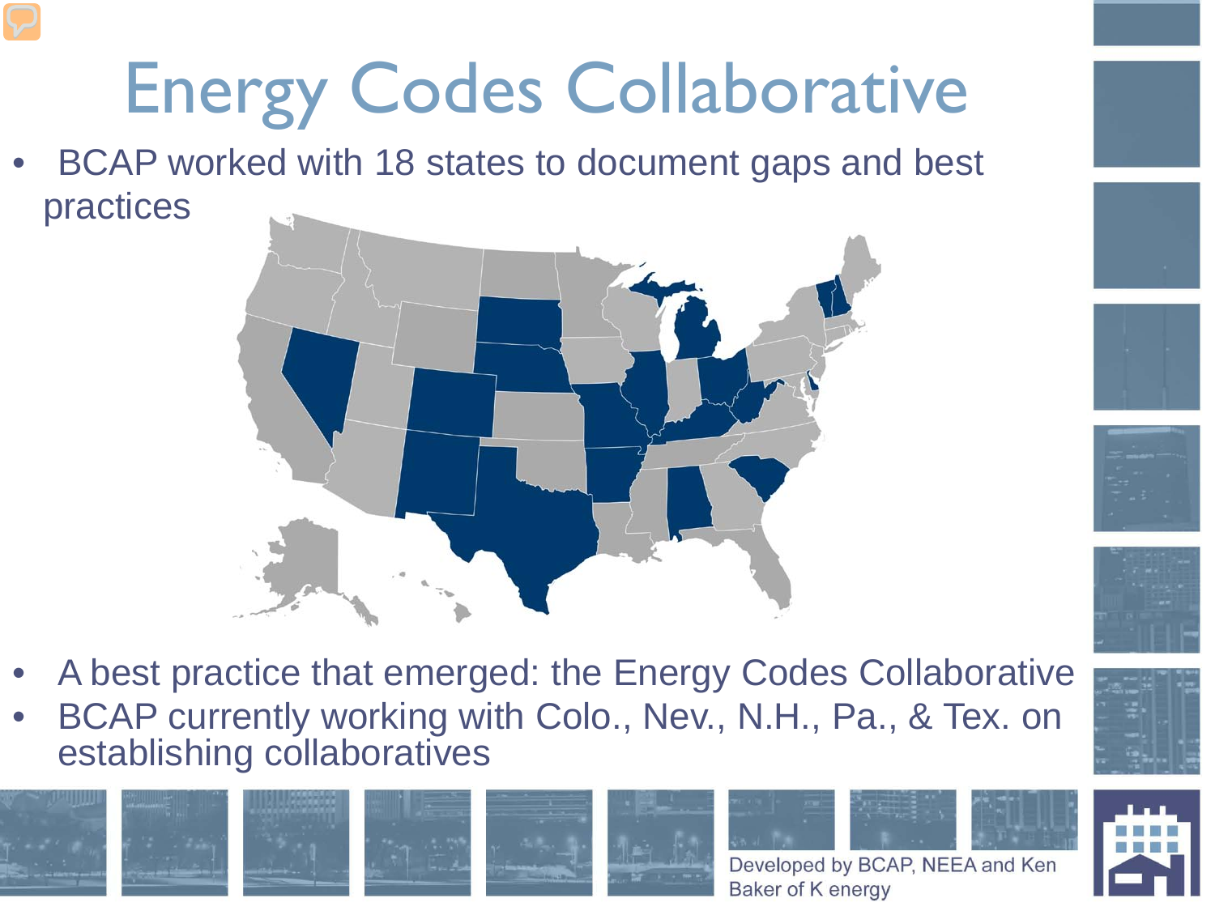# Energy Codes Collaborative

- BCAP worked with 18 states to document gaps and best practices

- A best practice that emerged: the Energy Codes Collaborative
- BCAP currently working with Colo., Nev., N.H., Pa., & Tex. on establishing collaboratives

Developed by BCAP, NEEA and Ken Baker of K energy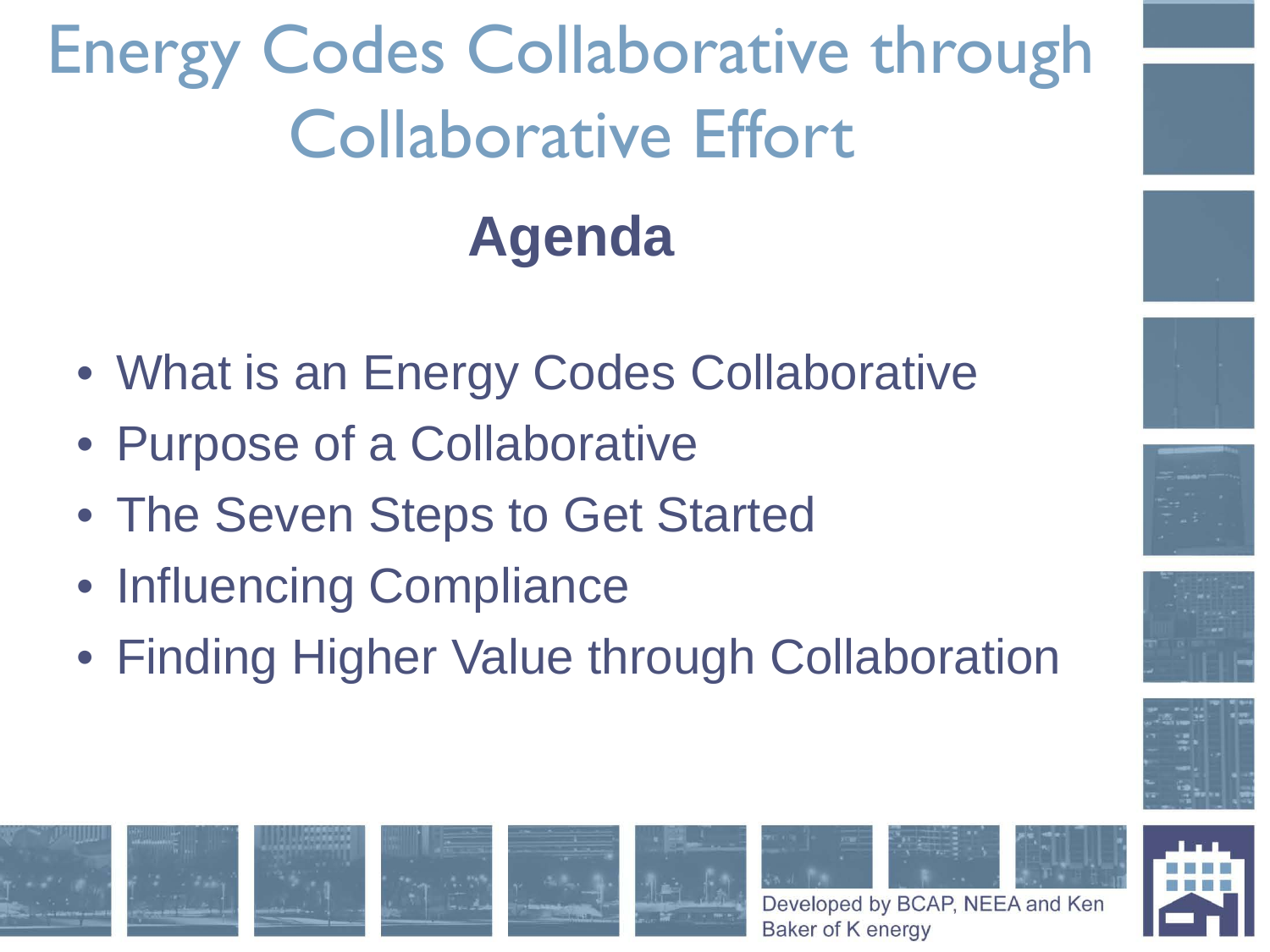# Energy Codes Collaborative through Collaborative Effort

## Agenda

- What is an Energy Codes Collaborative
- Purpose of a Collaborative
- The Seven Steps to Get Started
- Influencing Compliance
- Finding Higher Value through Collaboration

Developed by BCAP, NEEA and Ken Baker of K energy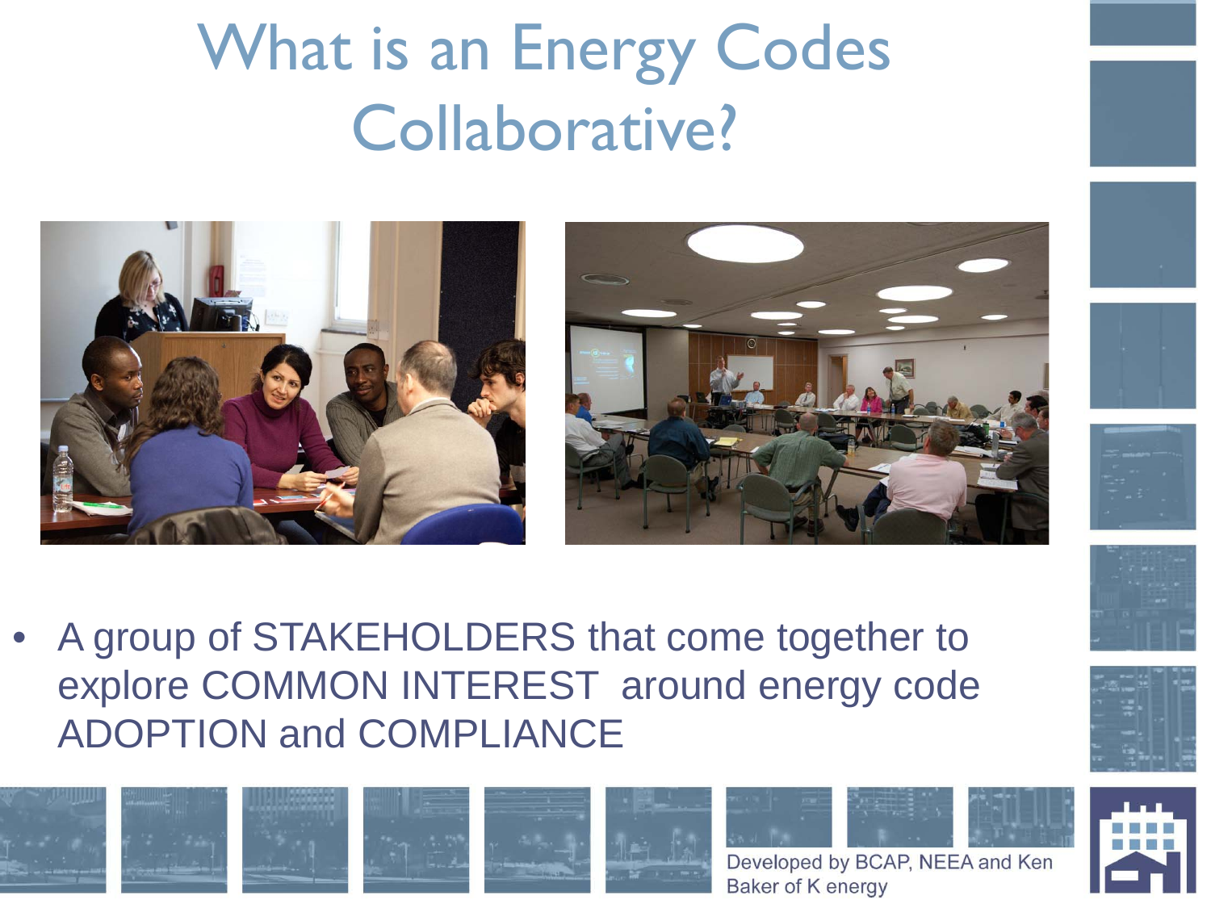# What is an Energy Codes Collaborative?

- A group of STAKEHOLDERS that come together to explore COMMON INTEREST around energy code ADOPTION and COMPLIANCE

Developed by BCAP, NEEA and Ken Baker of K energy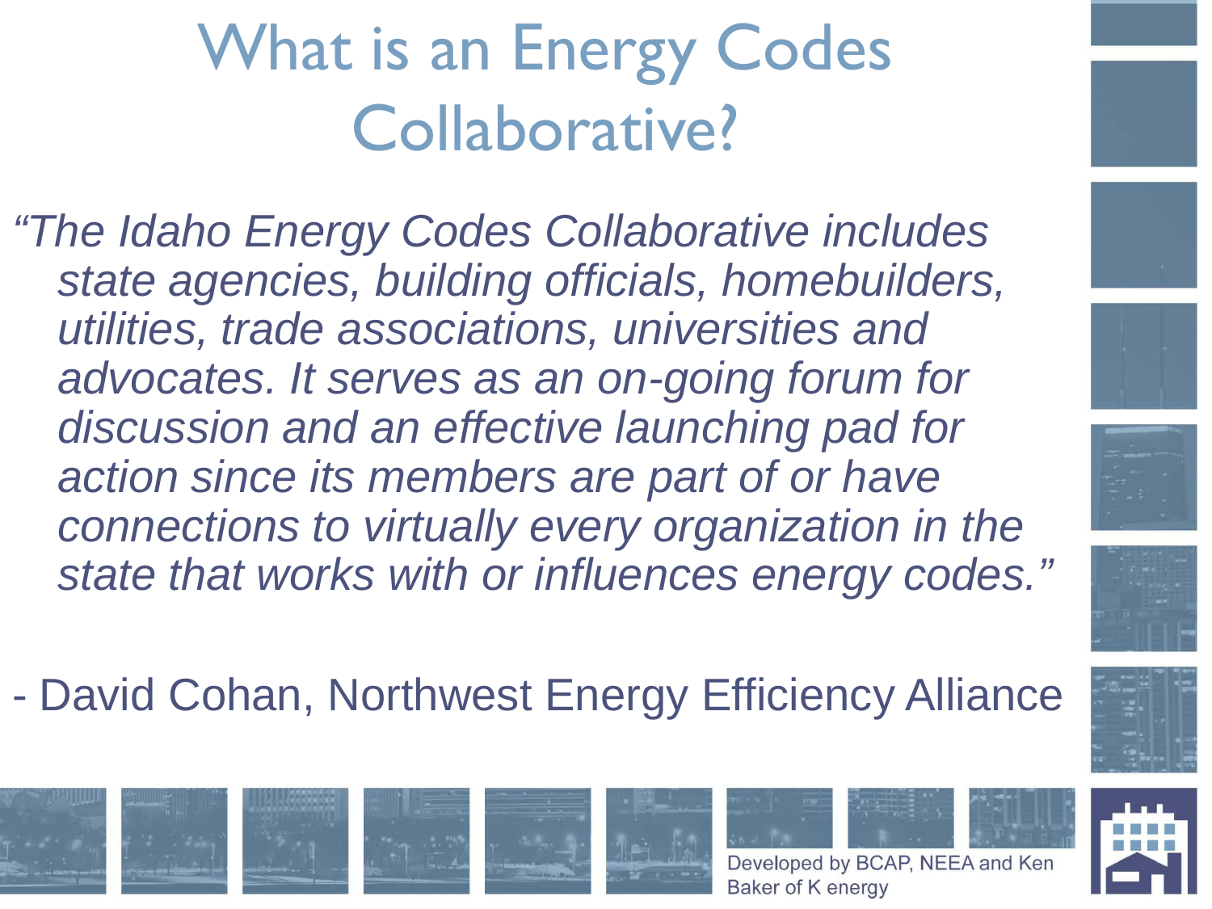# What is an Energy Codes Collaborative?

*"The Idaho Energy Codes Collaborative includes state agencies, building officials, homebuilders, utilities, trade associations, universities and advocates. It serves as an on-going forum for discussion and an effective launching pad for action since its members are part of or have connections to virtually every organization in the state that works with or influences energy codes."*

\- David Cohan, Northwest Energy Efficiency Alliance

Developed by BCAP, NEEA and Ken Baker of K energy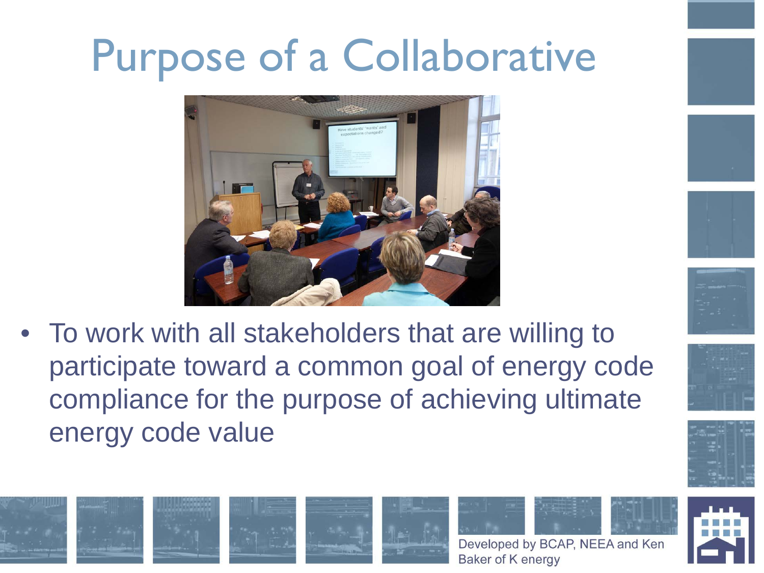# Purpose of a Collaborative

- To work with all stakeholders that are willing to participate toward a common goal of energy code compliance for the purpose of achieving ultimate energy code value

Developed by BCAP, NEEA and Ken Baker of K energy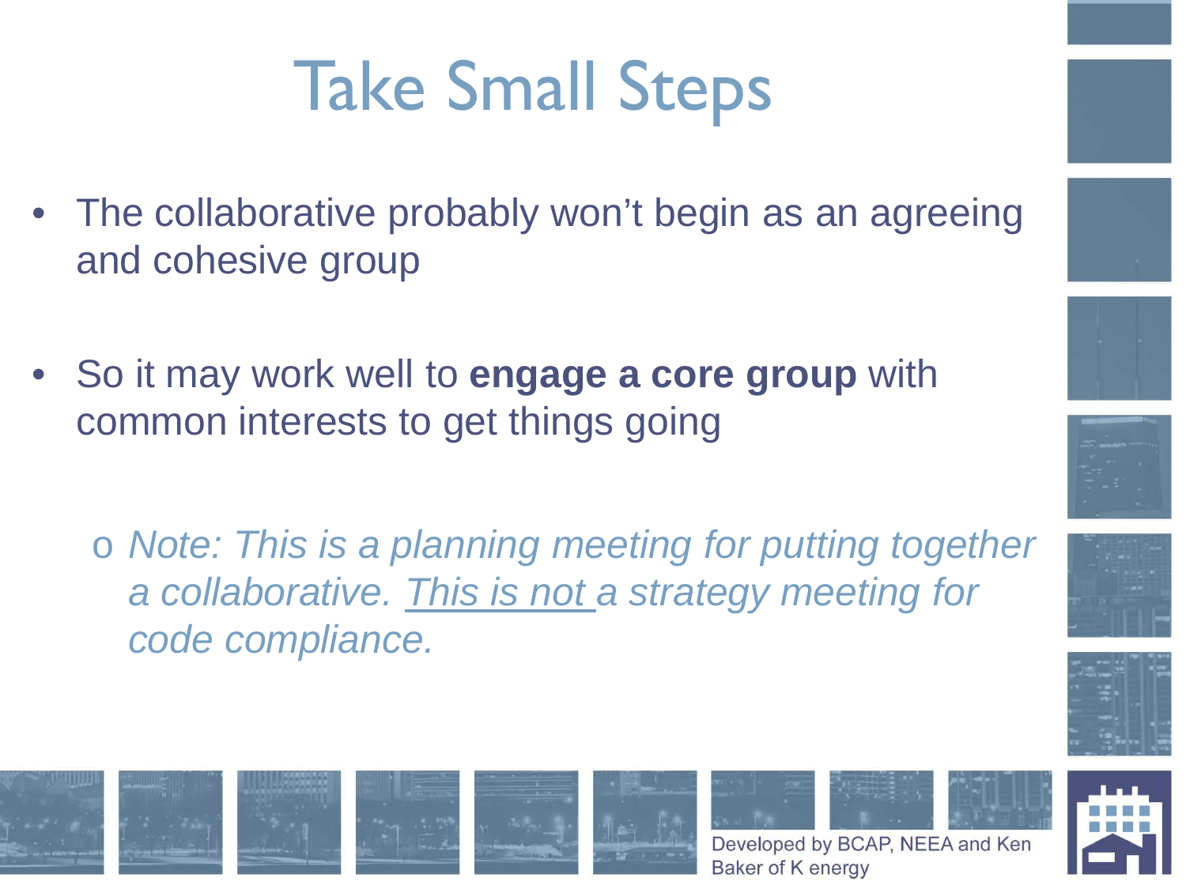# Take Small Steps

- The collaborative probably won't begin as an agreeing and cohesive group
- So it may work well to **engage a core group** with common interests to get things going
  - *Note: This is a planning meeting for putting together a collaborative. <u>This is not</u> a strategy meeting for code compliance.*

Developed by BCAP, NEEA and Ken Baker of K energy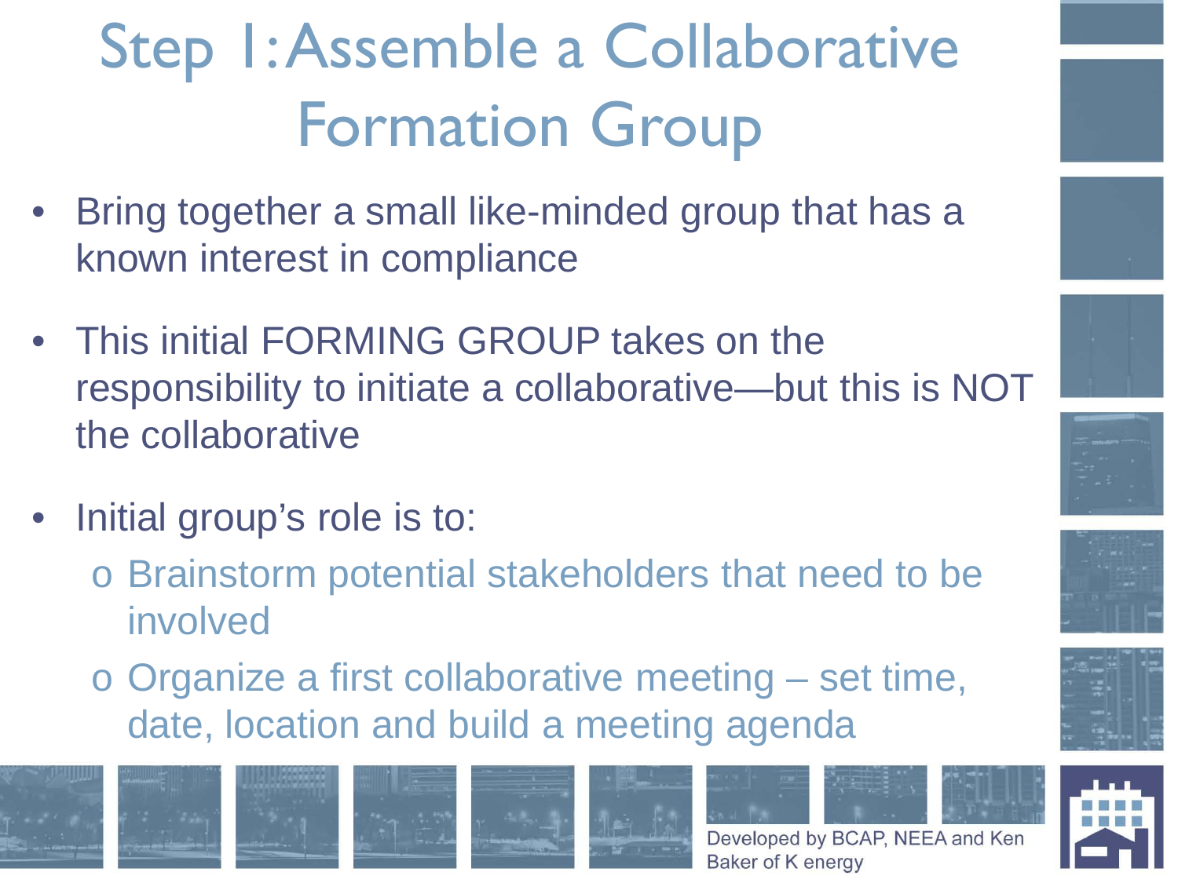# Step 1: Assemble a Collaborative Formation Group

- Bring together a small like-minded group that has a known interest in compliance
- This initial FORMING GROUP takes on the responsibility to initiate a collaborative—but this is NOT the collaborative
- Initial group's role is to:
  - Brainstorm potential stakeholders that need to be involved
  - Organize a first collaborative meeting – set time, date, location and build a meeting agenda

Developed by BCAP, NEEA and Ken Baker of K energy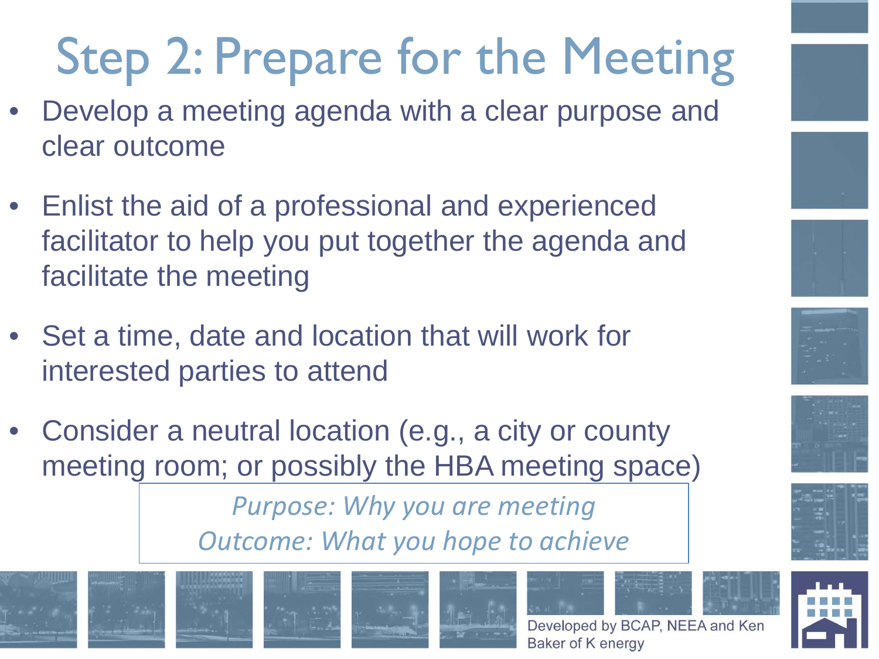# Step 2: Prepare for the Meeting

- Develop a meeting agenda with a clear purpose and clear outcome
- Enlist the aid of a professional and experienced facilitator to help you put together the agenda and facilitate the meeting
- Set a time, date and location that will work for interested parties to attend
- Consider a neutral location (e.g., a city or county meeting room; or possibly the HBA meeting space)

*Purpose: Why you are meeting*
*Outcome: What you hope to achieve*

Developed by BCAP, NEEA and Ken Baker of K energy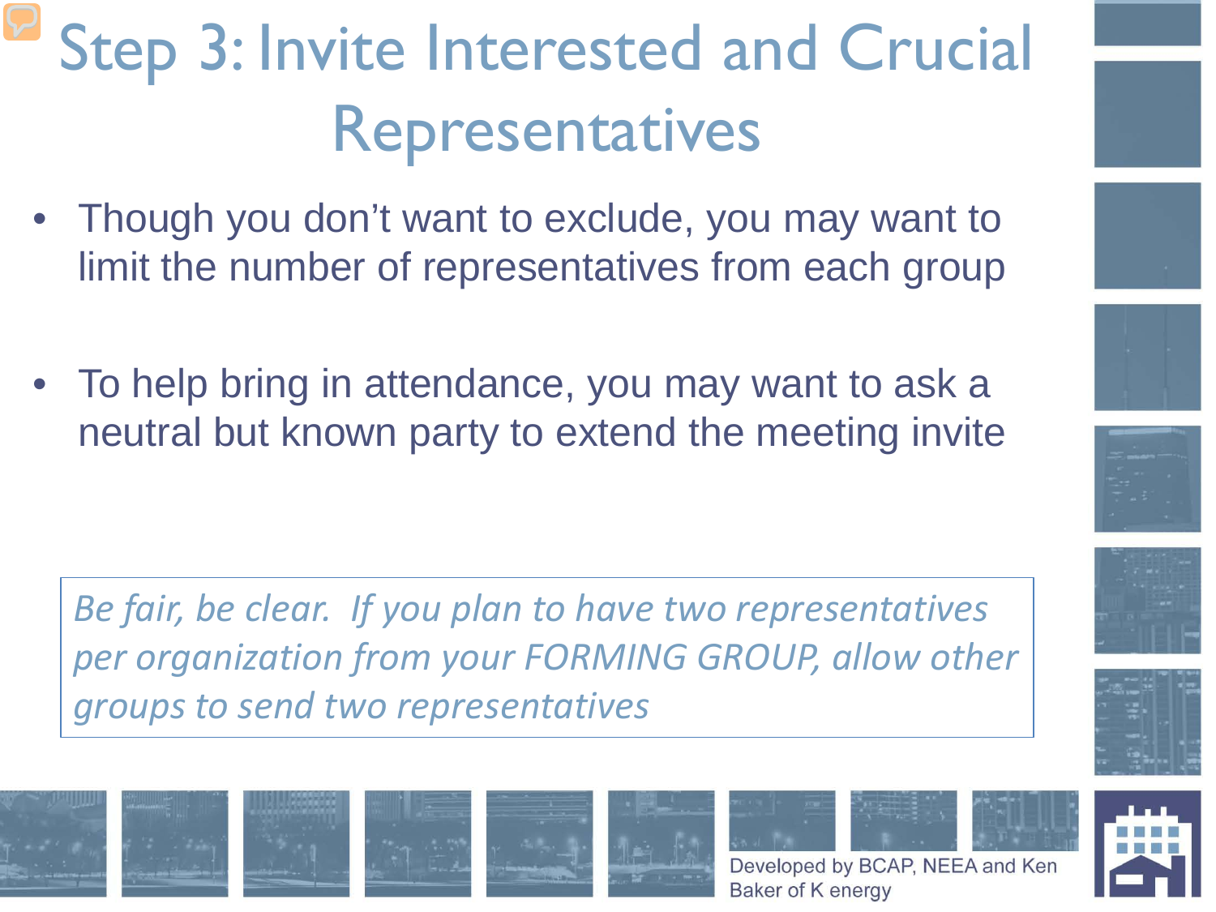# Step 3: Invite Interested and Crucial Representatives

- Though you don't want to exclude, you may want to limit the number of representatives from each group
- To help bring in attendance, you may want to ask a neutral but known party to extend the meeting invite

*Be fair, be clear. If you plan to have two representatives per organization from your FORMING GROUP, allow other groups to send two representatives*

Developed by BCAP, NEEA and Ken Baker of K energy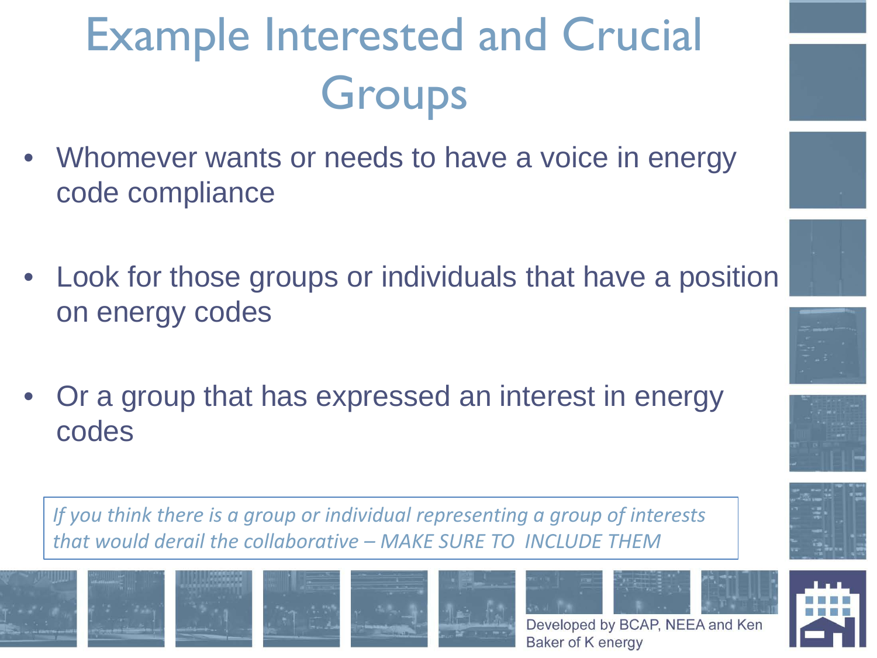# Example Interested and Crucial Groups

- Whomever wants or needs to have a voice in energy code compliance

- Look for those groups or individuals that have a position on energy codes

- Or a group that has expressed an interest in energy codes

*If you think there is a group or individual representing a group of interests that would derail the collaborative – MAKE SURE TO INCLUDE THEM*

Developed by BCAP, NEEA and Ken Baker of K energy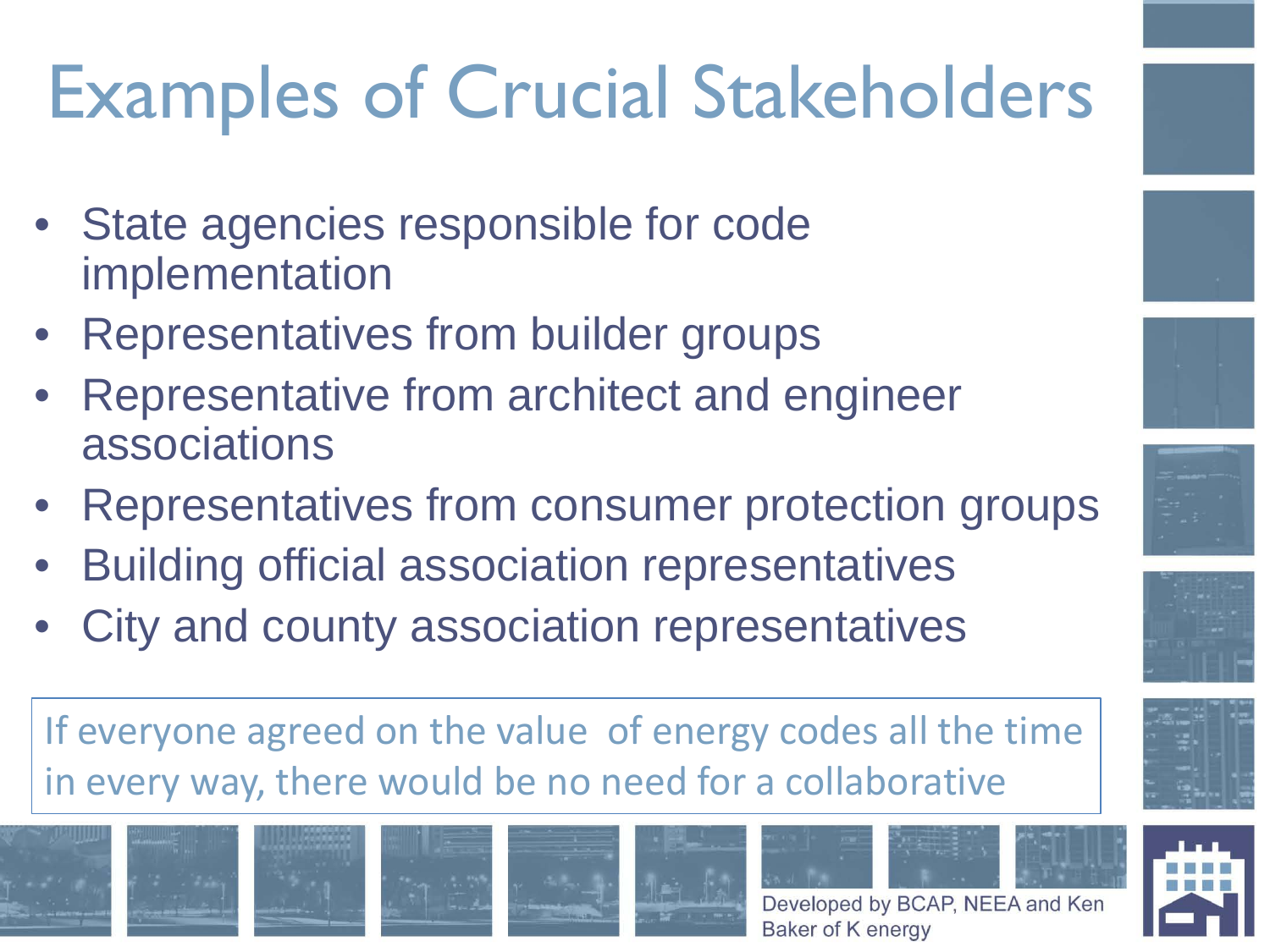# Examples of Crucial Stakeholders

- State agencies responsible for code implementation
- Representatives from builder groups
- Representative from architect and engineer associations
- Representatives from consumer protection groups
- Building official association representatives
- City and county association representatives

If everyone agreed on the value of energy codes all the time in every way, there would be no need for a collaborative

Developed by BCAP, NEEA and Ken Baker of K energy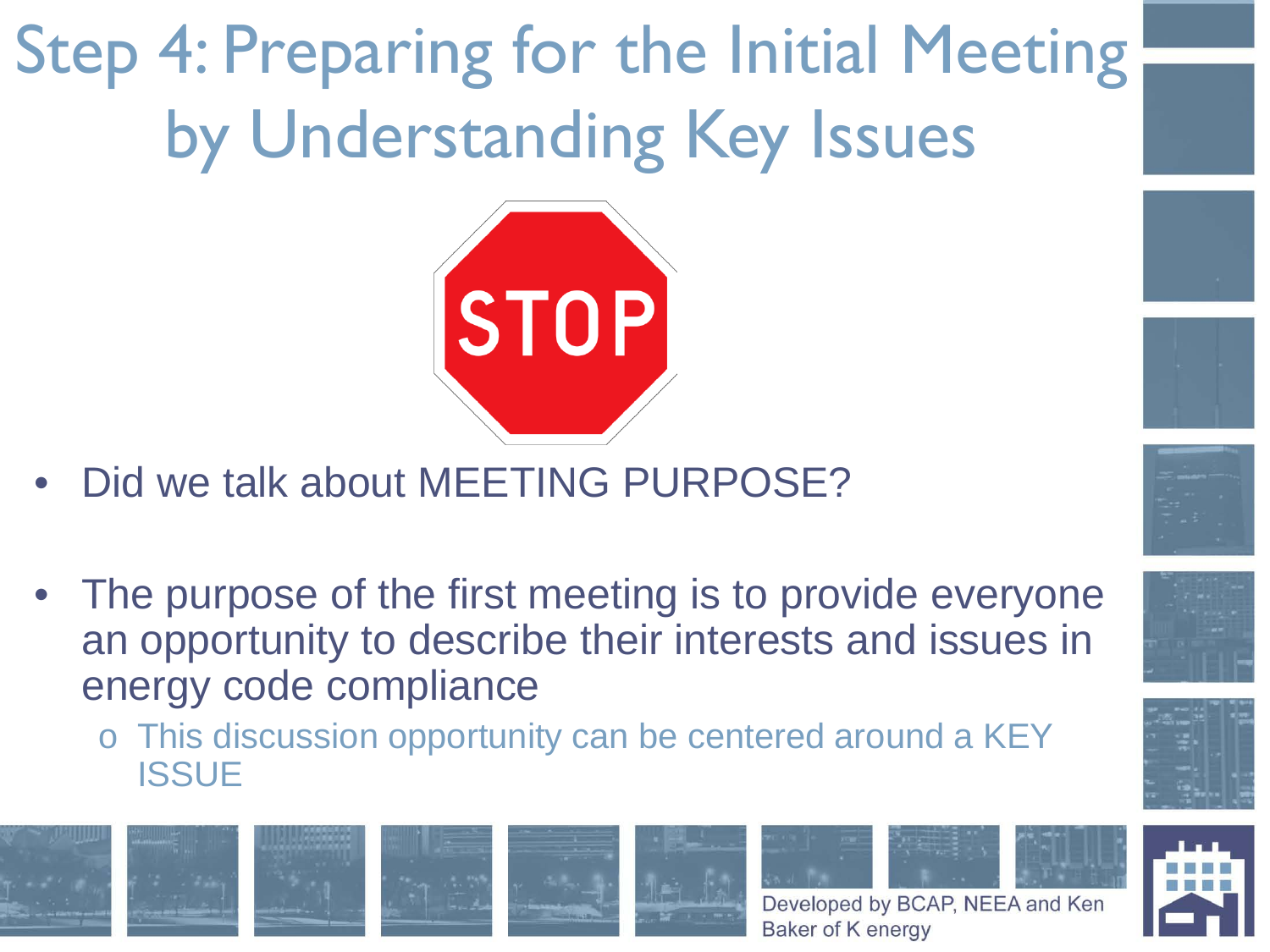# Step 4: Preparing for the Initial Meeting by Understanding Key Issues

STOP

- Did we talk about MEETING PURPOSE?
- The purpose of the first meeting is to provide everyone an opportunity to describe their interests and issues in energy code compliance
  - This discussion opportunity can be centered around a KEY ISSUE

Developed by BCAP, NEEA and Ken Baker of K energy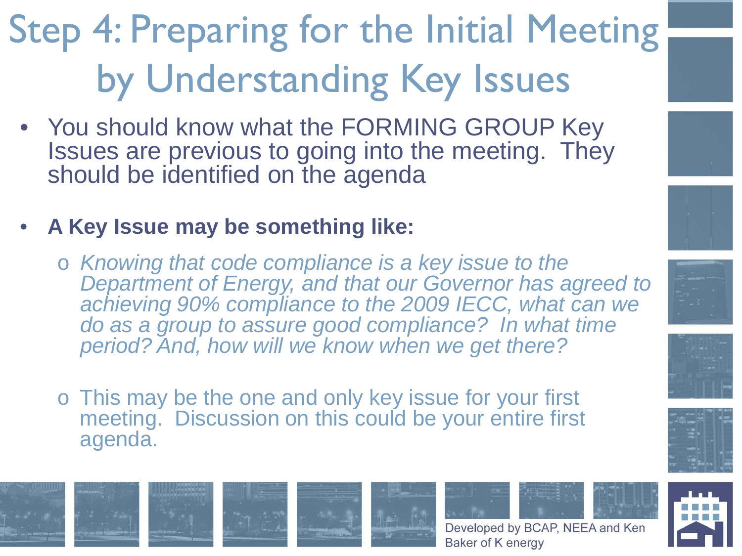# Step 4: Preparing for the Initial Meeting by Understanding Key Issues

- You should know what the FORMING GROUP Key Issues are previous to going into the meeting. They should be identified on the agenda

- **A Key Issue may be something like:**

  - *Knowing that code compliance is a key issue to the Department of Energy, and that our Governor has agreed to achieving 90% compliance to the 2009 IECC, what can we do as a group to assure good compliance? In what time period? And, how will we know when we get there?*

  - This may be the one and only key issue for your first meeting. Discussion on this could be your entire first agenda.

Developed by BCAP, NEEA and Ken Baker of K energy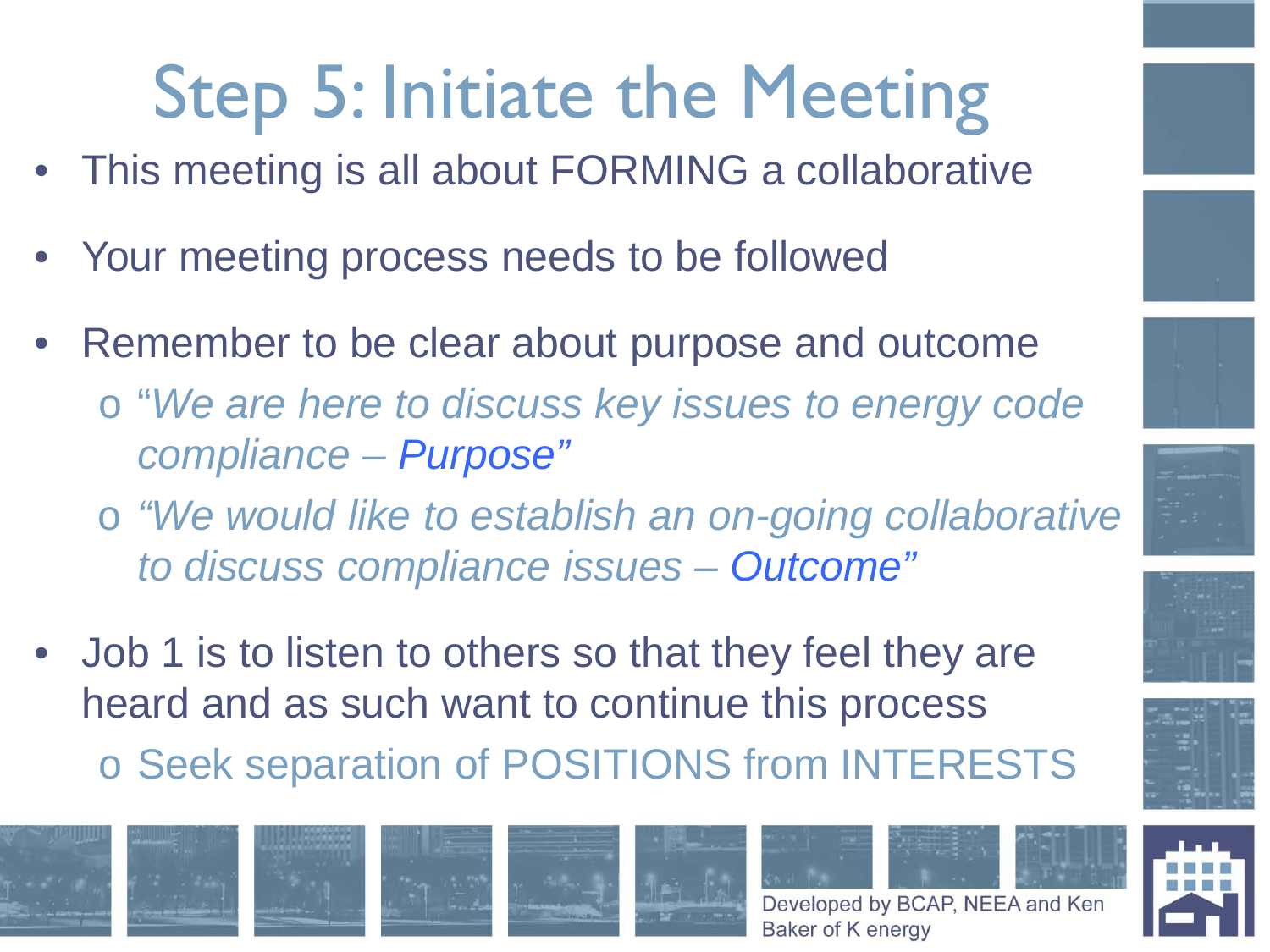# Step 5: Initiate the Meeting

- This meeting is all about FORMING a collaborative
- Your meeting process needs to be followed
- Remember to be clear about purpose and outcome
  - *"We are here to discuss key issues to energy code compliance – Purpose"*
  - *"We would like to establish an on-going collaborative to discuss compliance issues – Outcome"*
- Job 1 is to listen to others so that they feel they are heard and as such want to continue this process
  - Seek separation of POSITIONS from INTERESTS

Developed by BCAP, NEEA and Ken Baker of K energy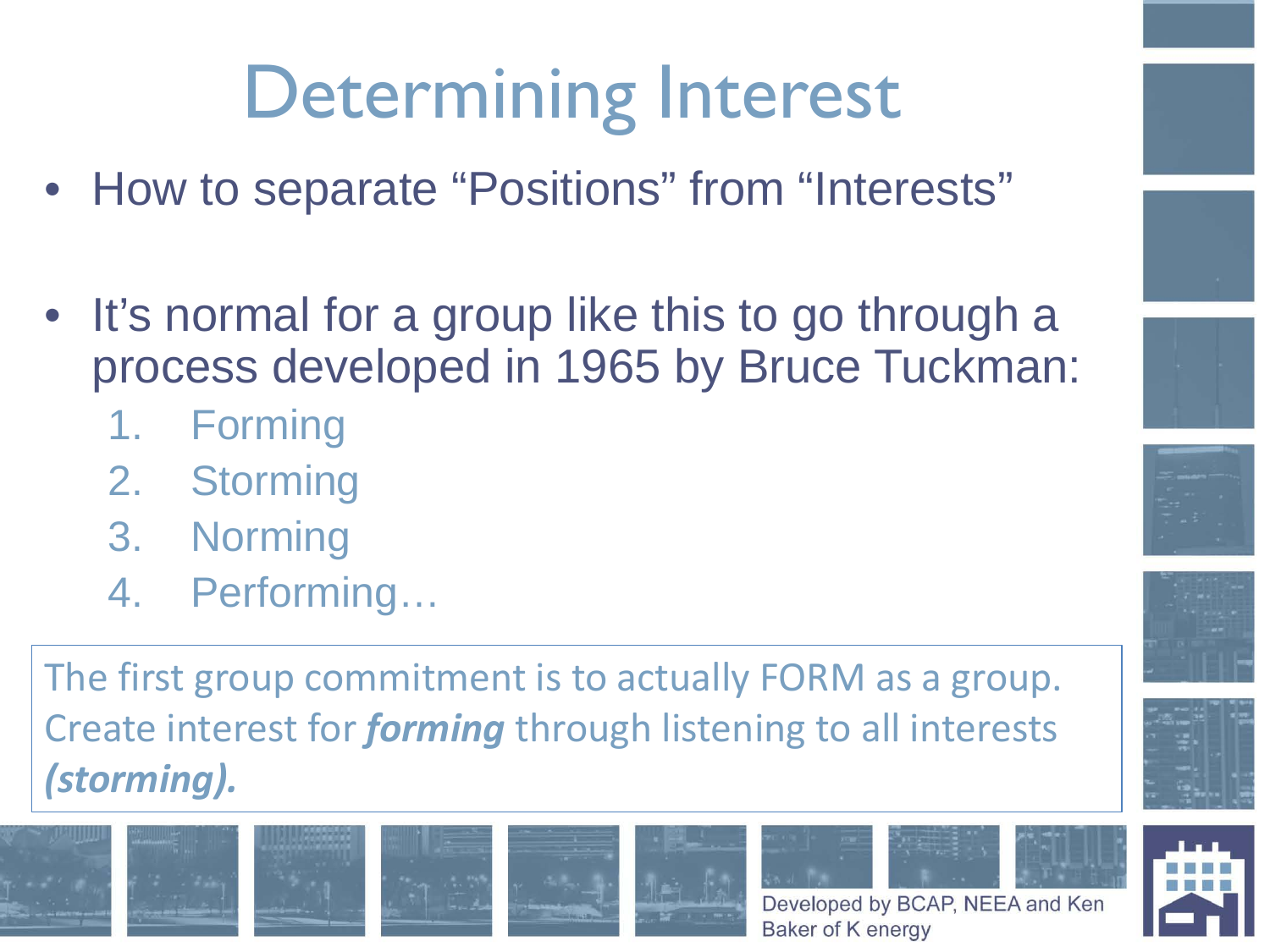# Determining Interest

- How to separate “Positions” from “Interests”

- It’s normal for a group like this to go through a process developed in 1965 by Bruce Tuckman:
  1. Forming
  2. Storming
  3. Norming
  4. Performing…

The first group commitment is to actually FORM as a group. Create interest for ***forming*** through listening to all interests ***(storming).***

Developed by BCAP, NEEA and Ken Baker of K energy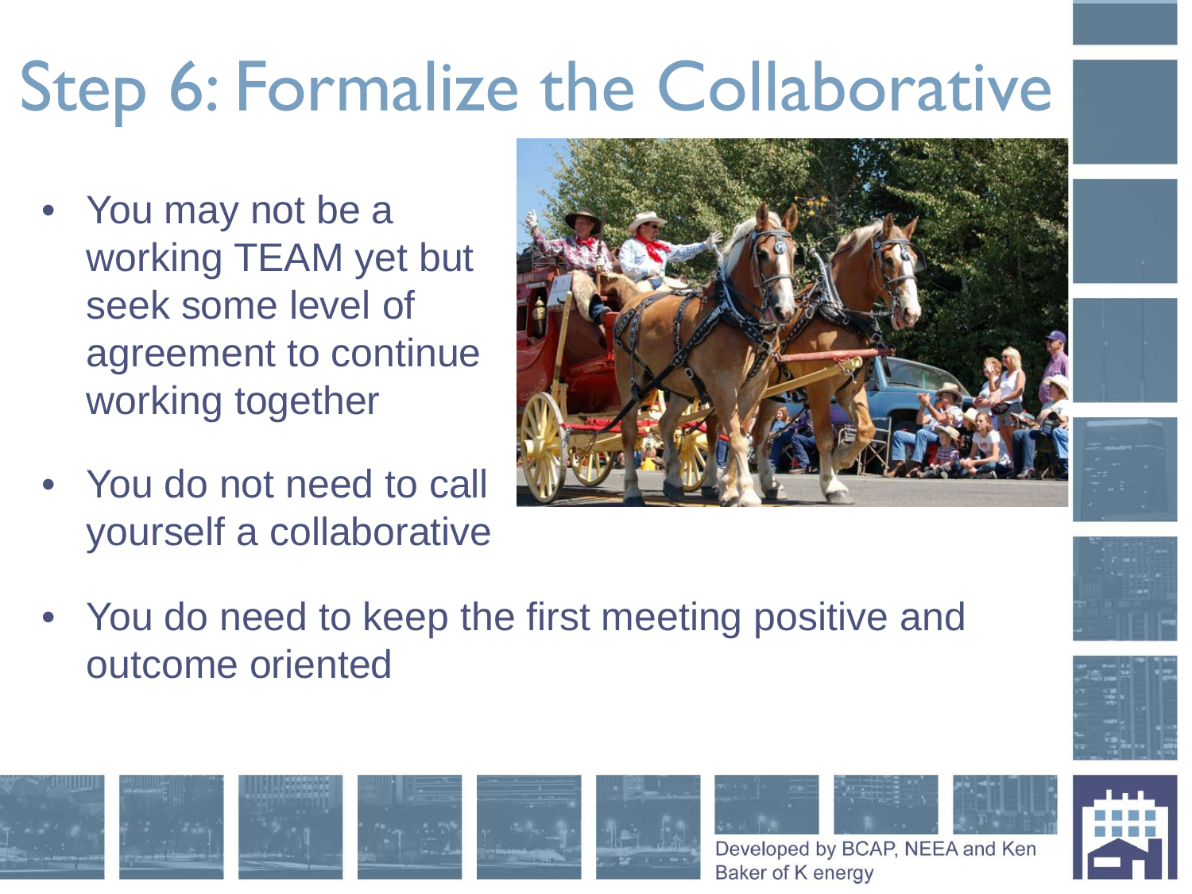# Step 6: Formalize the Collaborative

- You may not be a working TEAM yet but seek some level of agreement to continue working together
- You do not need to call yourself a collaborative
- You do need to keep the first meeting positive and outcome oriented

Developed by BCAP, NEEA and Ken Baker of K energy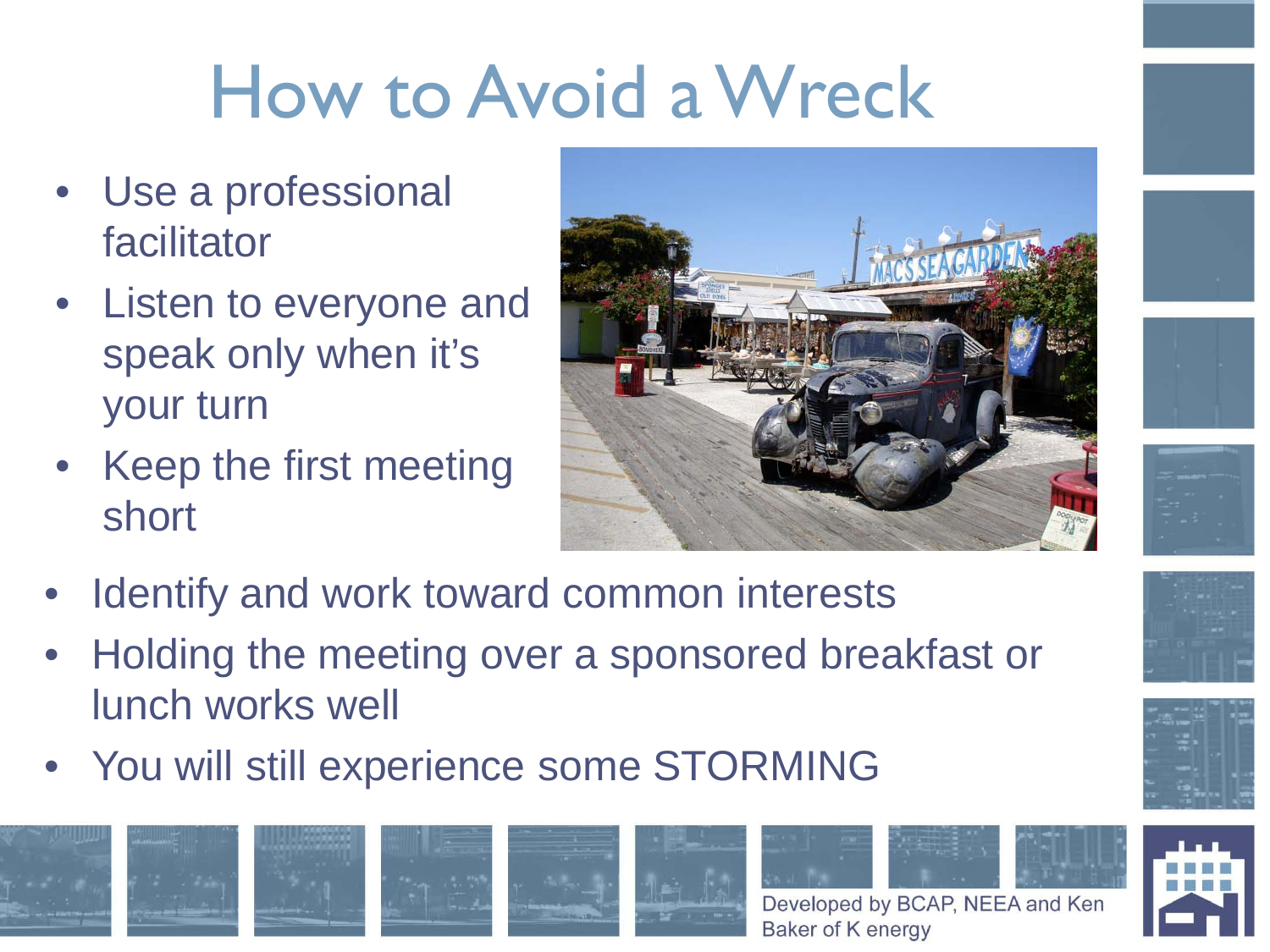# How to Avoid a Wreck

- Use a professional facilitator
- Listen to everyone and speak only when it's your turn
- Keep the first meeting short
- Identify and work toward common interests
- Holding the meeting over a sponsored breakfast or lunch works well
- You will still experience some STORMING

Developed by BCAP, NEEA and Ken Baker of K energy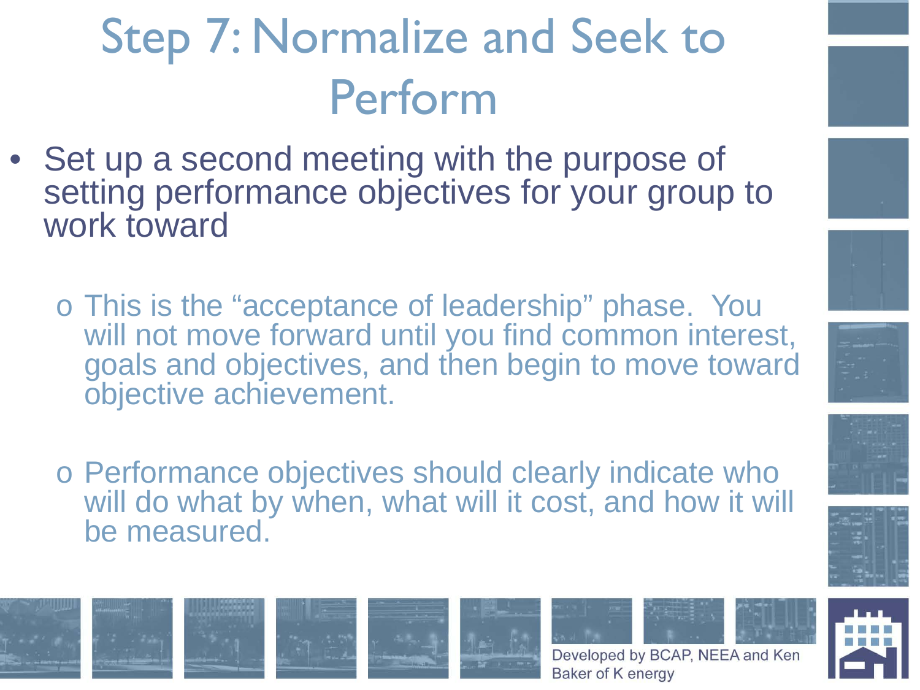# Step 7: Normalize and Seek to Perform

- Set up a second meeting with the purpose of setting performance objectives for your group to work toward
  - This is the "acceptance of leadership" phase. You will not move forward until you find common interest, goals and objectives, and then begin to move toward objective achievement.
  - Performance objectives should clearly indicate who will do what by when, what will it cost, and how it will be measured.

Developed by BCAP, NEEA and Ken Baker of K energy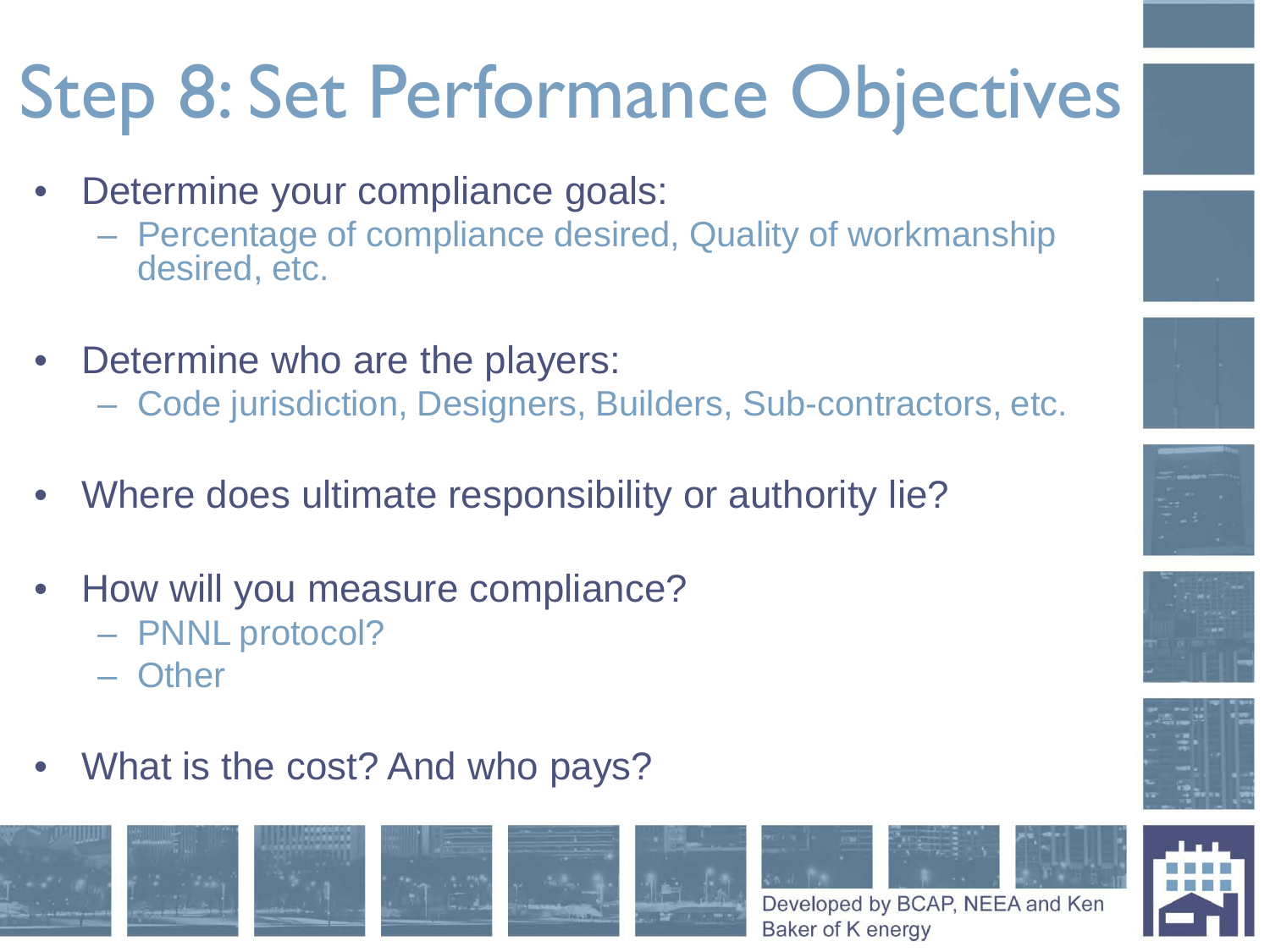# Step 8: Set Performance Objectives

- Determine your compliance goals:
  - Percentage of compliance desired, Quality of workmanship desired, etc.
- Determine who are the players:
  - Code jurisdiction, Designers, Builders, Sub-contractors, etc.
- Where does ultimate responsibility or authority lie?
- How will you measure compliance?
  - PNNL protocol?
  - Other
- What is the cost? And who pays?

Developed by BCAP, NEEA and Ken Baker of K energy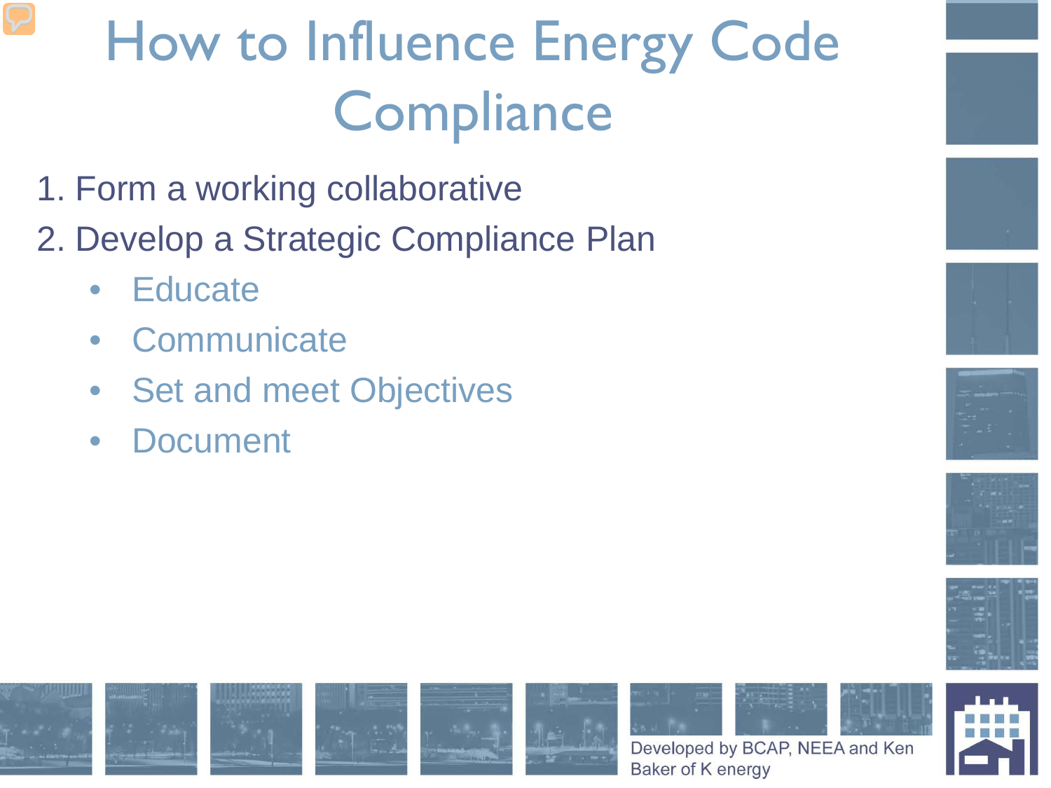# How to Influence Energy Code Compliance

1. Form a working collaborative
2. Develop a Strategic Compliance Plan
   - Educate
   - Communicate
   - Set and meet Objectives
   - Document

Developed by BCAP, NEEA and Ken Baker of K energy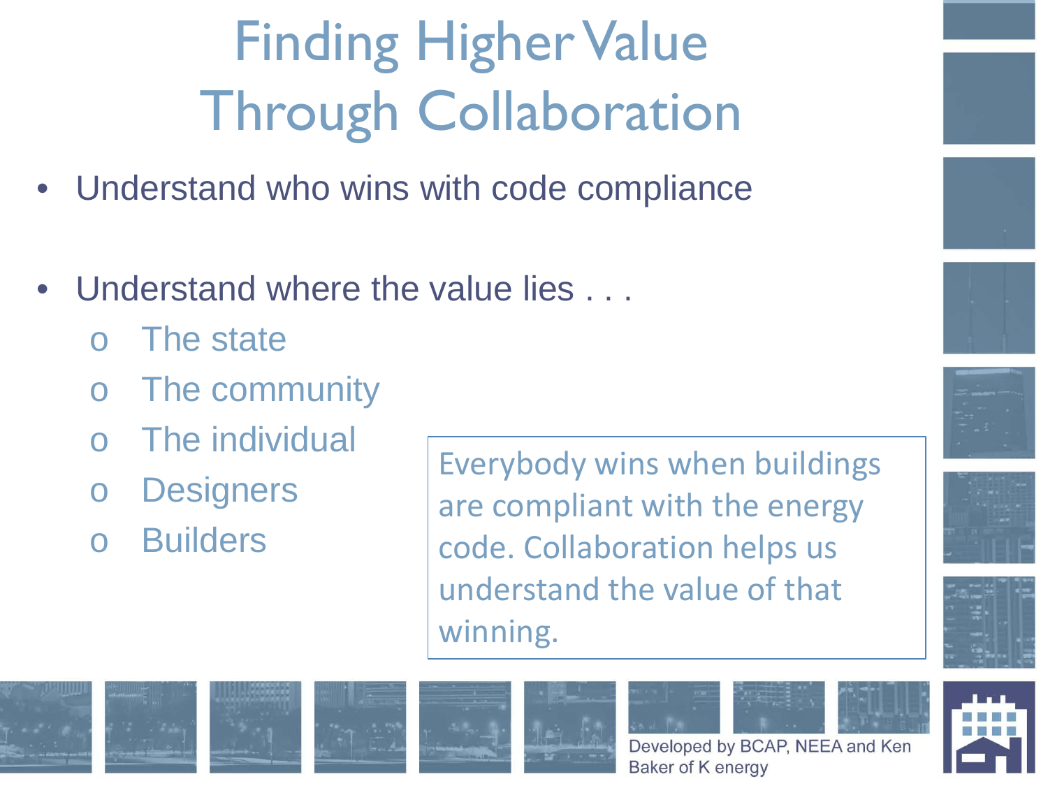# Finding Higher Value Through Collaboration

- Understand who wins with code compliance
- Understand where the value lies . . .
  - The state
  - The community
  - The individual
  - Designers
  - Builders

Everybody wins when buildings are compliant with the energy code. Collaboration helps us understand the value of that winning.

Developed by BCAP, NEEA and Ken Baker of K energy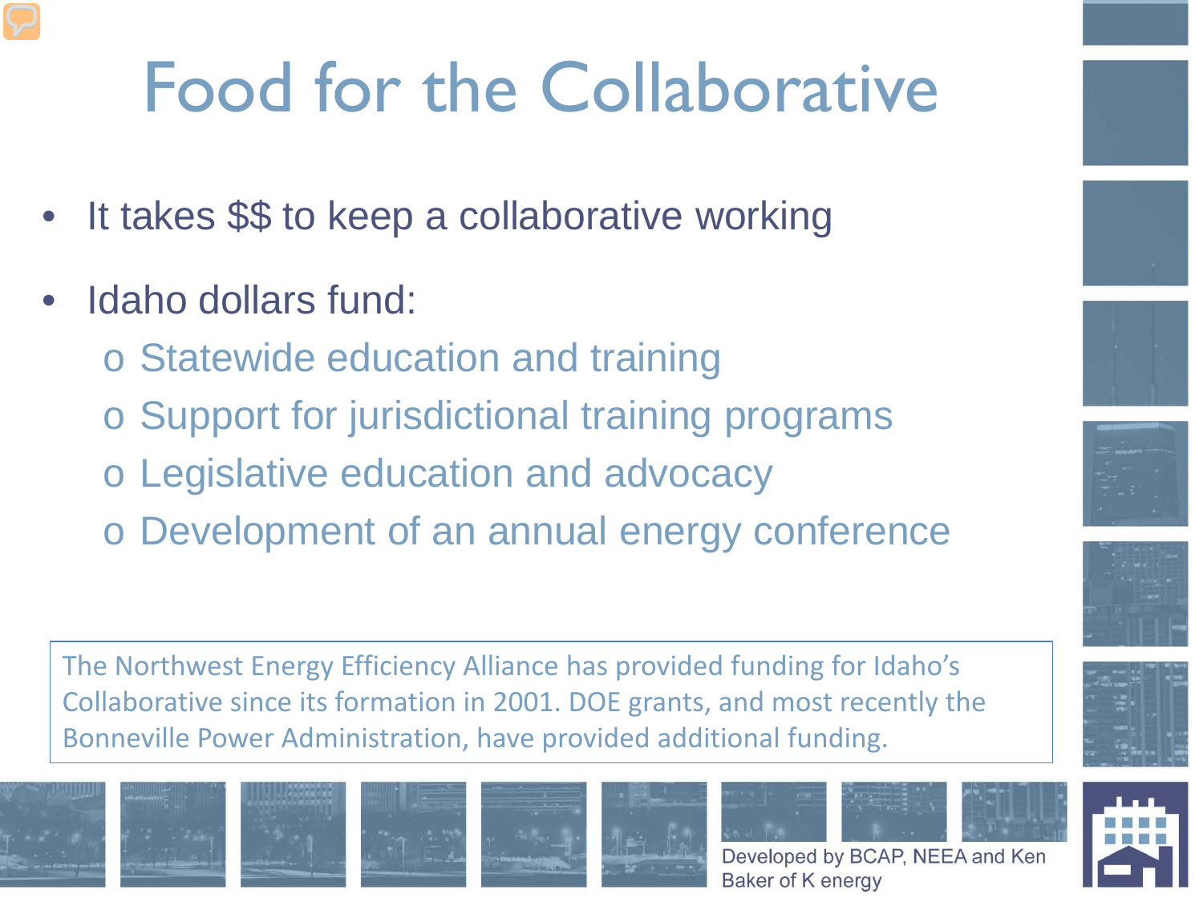# Food for the Collaborative

- It takes $$ to keep a collaborative working
- Idaho dollars fund:
  - Statewide education and training
  - Support for jurisdictional training programs
  - Legislative education and advocacy
  - Development of an annual energy conference

The Northwest Energy Efficiency Alliance has provided funding for Idaho's Collaborative since its formation in 2001. DOE grants, and most recently the Bonneville Power Administration, have provided additional funding.

Developed by BCAP, NEEA and Ken Baker of K energy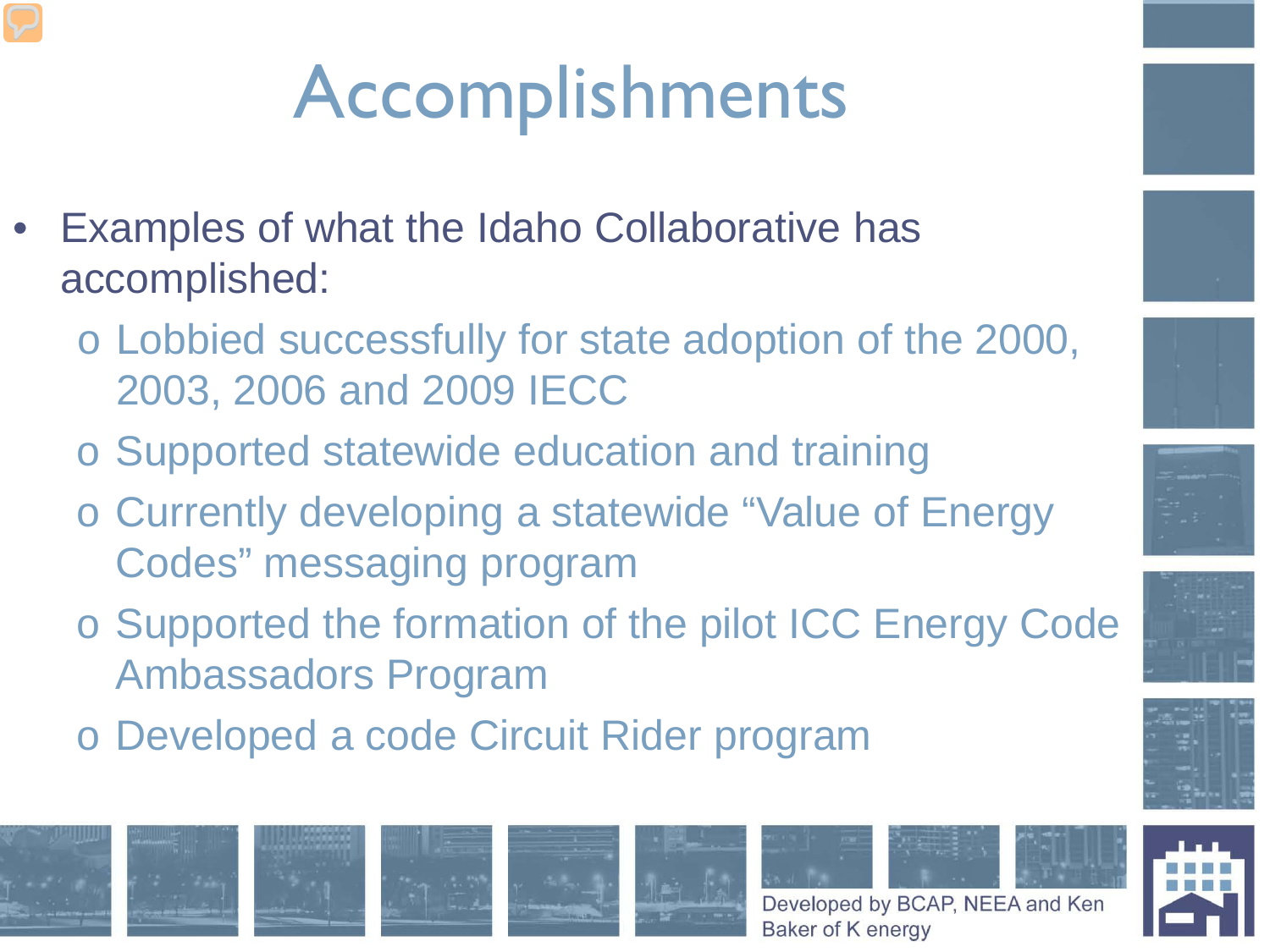# Accomplishments

- Examples of what the Idaho Collaborative has accomplished:
  - Lobbied successfully for state adoption of the 2000, 2003, 2006 and 2009 IECC
  - Supported statewide education and training
  - Currently developing a statewide "Value of Energy Codes" messaging program
  - Supported the formation of the pilot ICC Energy Code Ambassadors Program
  - Developed a code Circuit Rider program

Developed by BCAP, NEEA and Ken Baker of K energy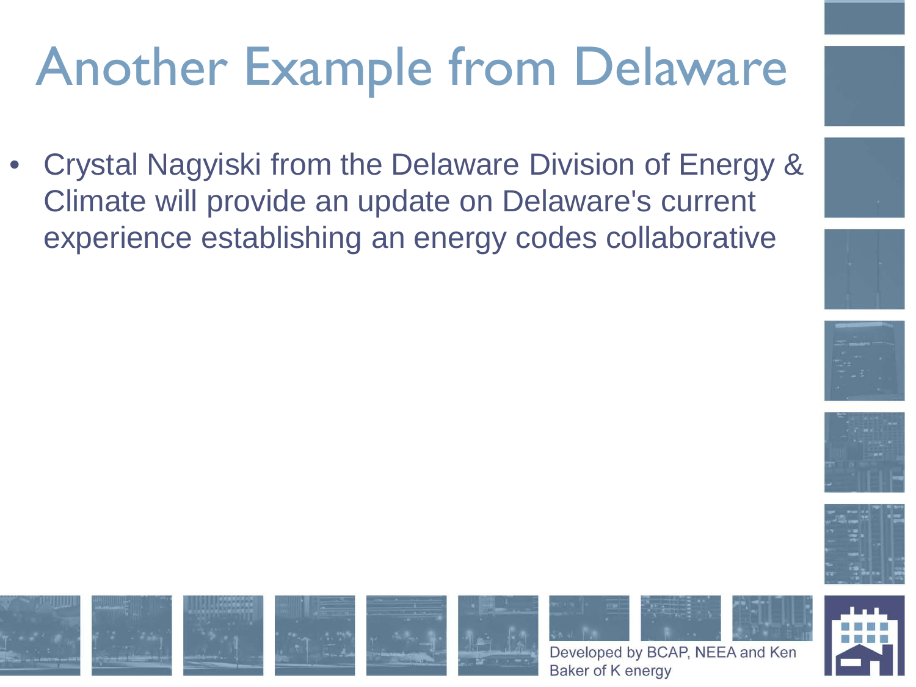# Another Example from Delaware

- Crystal Nagyiski from the Delaware Division of Energy & Climate will provide an update on Delaware's current experience establishing an energy codes collaborative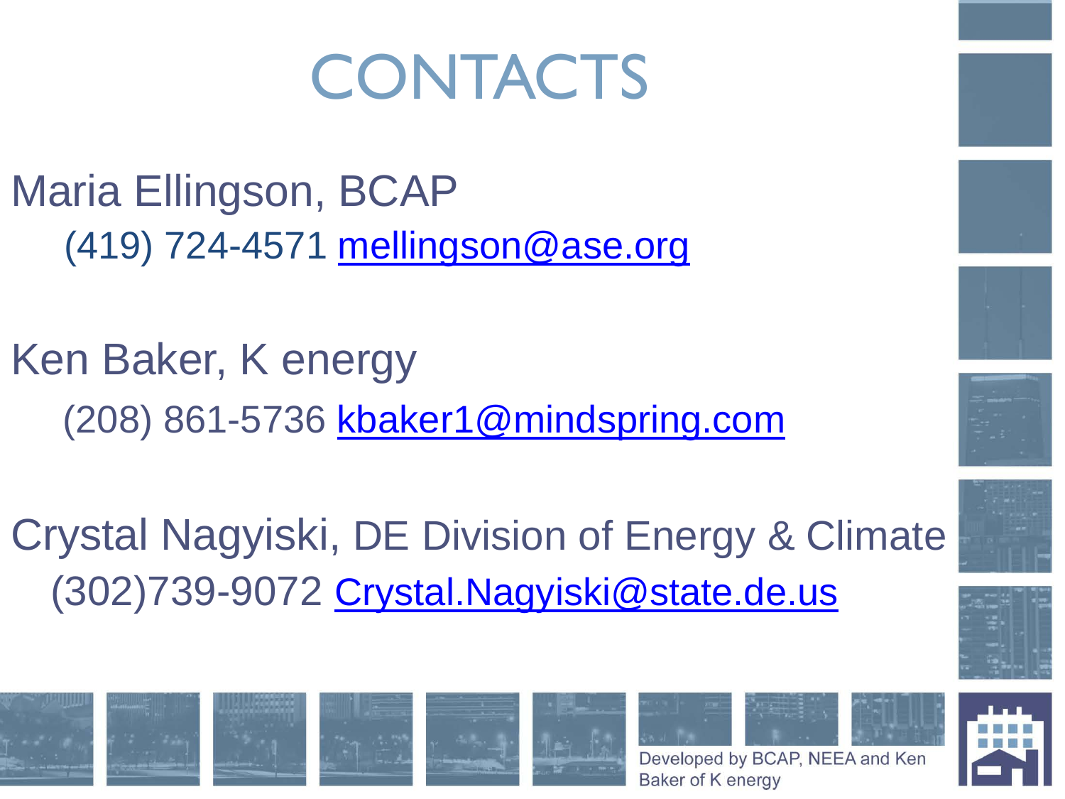# CONTACTS

Maria Ellingson, BCAP

(419) 724-4571 mellingson@ase.org

Ken Baker, K energy

(208) 861-5736 kbaker1@mindspring.com

Crystal Nagyiski, DE Division of Energy & Climate

(302)739-9072 Crystal.Nagyiski@state.de.us

Developed by BCAP, NEEA and Ken Baker of K energy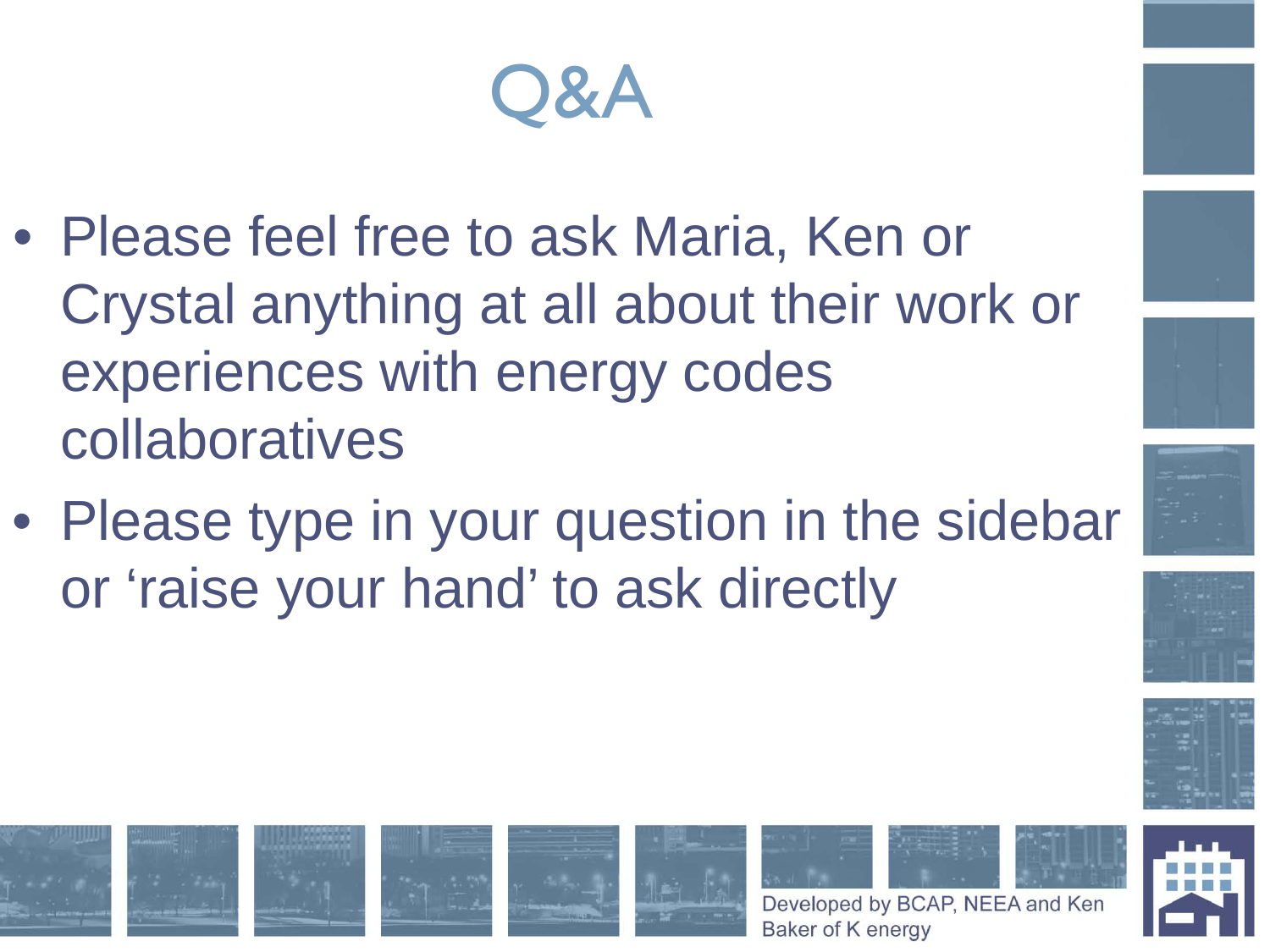# Q&A

- Please feel free to ask Maria, Ken or Crystal anything at all about their work or experiences with energy codes collaboratives
- Please type in your question in the sidebar or ‘raise your hand’ to ask directly

Developed by BCAP, NEEA and Ken Baker of K energy